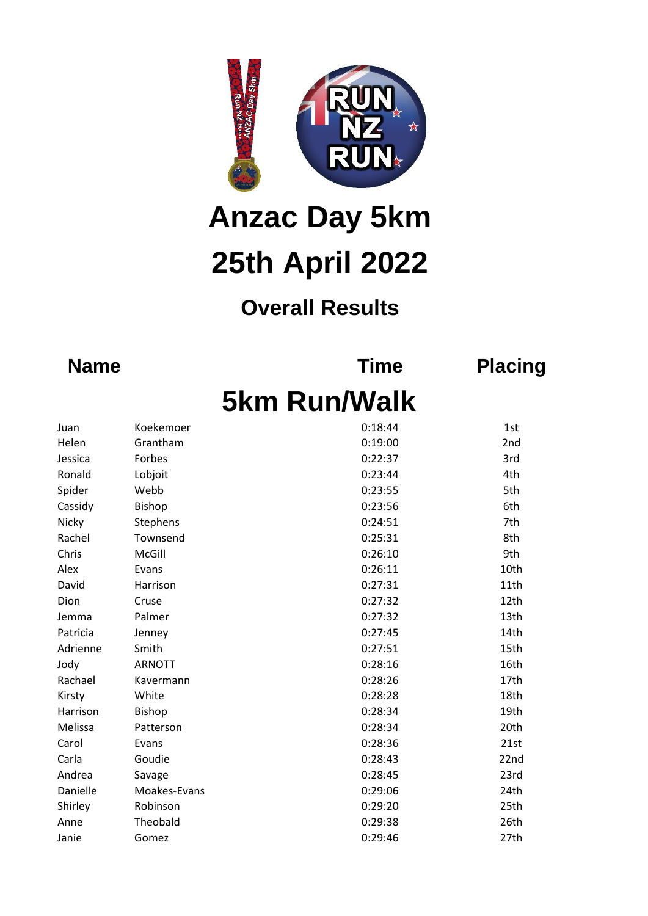# Anzac Day 5km

# 25th April 2022

## Overall Results

## 5km Run/Walk

| Name | | Time | Placing |
|---|---|---|---|
| Juan | Koekemoer | 0:18:44 | 1st |
| Helen | Grantham | 0:19:00 | 2nd |
| Jessica | Forbes | 0:22:37 | 3rd |
| Ronald | Lobjoit | 0:23:44 | 4th |
| Spider | Webb | 0:23:55 | 5th |
| Cassidy | Bishop | 0:23:56 | 6th |
| Nicky | Stephens | 0:24:51 | 7th |
| Rachel | Townsend | 0:25:31 | 8th |
| Chris | McGill | 0:26:10 | 9th |
| Alex | Evans | 0:26:11 | 10th |
| David | Harrison | 0:27:31 | 11th |
| Dion | Cruse | 0:27:32 | 12th |
| Jemma | Palmer | 0:27:32 | 13th |
| Patricia | Jenney | 0:27:45 | 14th |
| Adrienne | Smith | 0:27:51 | 15th |
| Jody | ARNOTT | 0:28:16 | 16th |
| Rachael | Kavermann | 0:28:26 | 17th |
| Kirsty | White | 0:28:28 | 18th |
| Harrison | Bishop | 0:28:34 | 19th |
| Melissa | Patterson | 0:28:34 | 20th |
| Carol | Evans | 0:28:36 | 21st |
| Carla | Goudie | 0:28:43 | 22nd |
| Andrea | Savage | 0:28:45 | 23rd |
| Danielle | Moakes-Evans | 0:29:06 | 24th |
| Shirley | Robinson | 0:29:20 | 25th |
| Anne | Theobald | 0:29:38 | 26th |
| Janie | Gomez | 0:29:46 | 27th |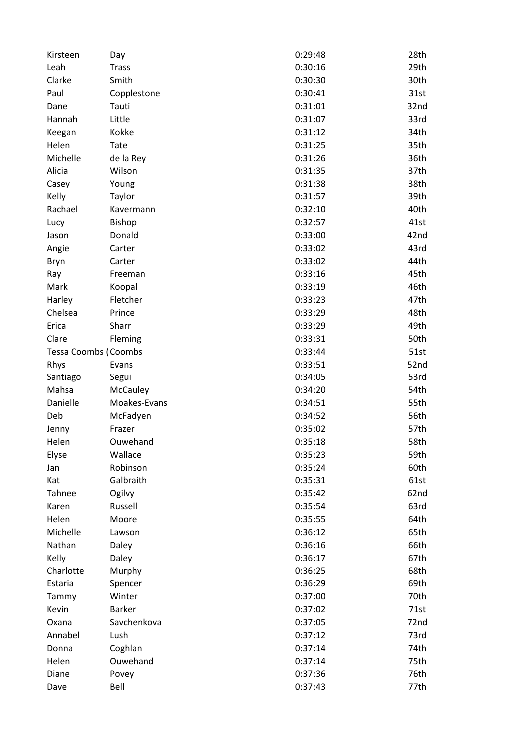| | | | |
|---|---|---|---|
| Kirsteen | Day | 0:29:48 | 28th |
| Leah | Trass | 0:30:16 | 29th |
| Clarke | Smith | 0:30:30 | 30th |
| Paul | Copplestone | 0:30:41 | 31st |
| Dane | Tauti | 0:31:01 | 32nd |
| Hannah | Little | 0:31:07 | 33rd |
| Keegan | Kokke | 0:31:12 | 34th |
| Helen | Tate | 0:31:25 | 35th |
| Michelle | de la Rey | 0:31:26 | 36th |
| Alicia | Wilson | 0:31:35 | 37th |
| Casey | Young | 0:31:38 | 38th |
| Kelly | Taylor | 0:31:57 | 39th |
| Rachael | Kavermann | 0:32:10 | 40th |
| Lucy | Bishop | 0:32:57 | 41st |
| Jason | Donald | 0:33:00 | 42nd |
| Angie | Carter | 0:33:02 | 43rd |
| Bryn | Carter | 0:33:02 | 44th |
| Ray | Freeman | 0:33:16 | 45th |
| Mark | Koopal | 0:33:19 | 46th |
| Harley | Fletcher | 0:33:23 | 47th |
| Chelsea | Prince | 0:33:29 | 48th |
| Erica | Sharr | 0:33:29 | 49th |
| Clare | Fleming | 0:33:31 | 50th |
| Tessa Coombs ( | Coombs | 0:33:44 | 51st |
| Rhys | Evans | 0:33:51 | 52nd |
| Santiago | Segui | 0:34:05 | 53rd |
| Mahsa | McCauley | 0:34:20 | 54th |
| Danielle | Moakes-Evans | 0:34:51 | 55th |
| Deb | McFadyen | 0:34:52 | 56th |
| Jenny | Frazer | 0:35:02 | 57th |
| Helen | Ouwehand | 0:35:18 | 58th |
| Elyse | Wallace | 0:35:23 | 59th |
| Jan | Robinson | 0:35:24 | 60th |
| Kat | Galbraith | 0:35:31 | 61st |
| Tahnee | Ogilvy | 0:35:42 | 62nd |
| Karen | Russell | 0:35:54 | 63rd |
| Helen | Moore | 0:35:55 | 64th |
| Michelle | Lawson | 0:36:12 | 65th |
| Nathan | Daley | 0:36:16 | 66th |
| Kelly | Daley | 0:36:17 | 67th |
| Charlotte | Murphy | 0:36:25 | 68th |
| Estaria | Spencer | 0:36:29 | 69th |
| Tammy | Winter | 0:37:00 | 70th |
| Kevin | Barker | 0:37:02 | 71st |
| Oxana | Savchenkova | 0:37:05 | 72nd |
| Annabel | Lush | 0:37:12 | 73rd |
| Donna | Coghlan | 0:37:14 | 74th |
| Helen | Ouwehand | 0:37:14 | 75th |
| Diane | Povey | 0:37:36 | 76th |
| Dave | Bell | 0:37:43 | 77th |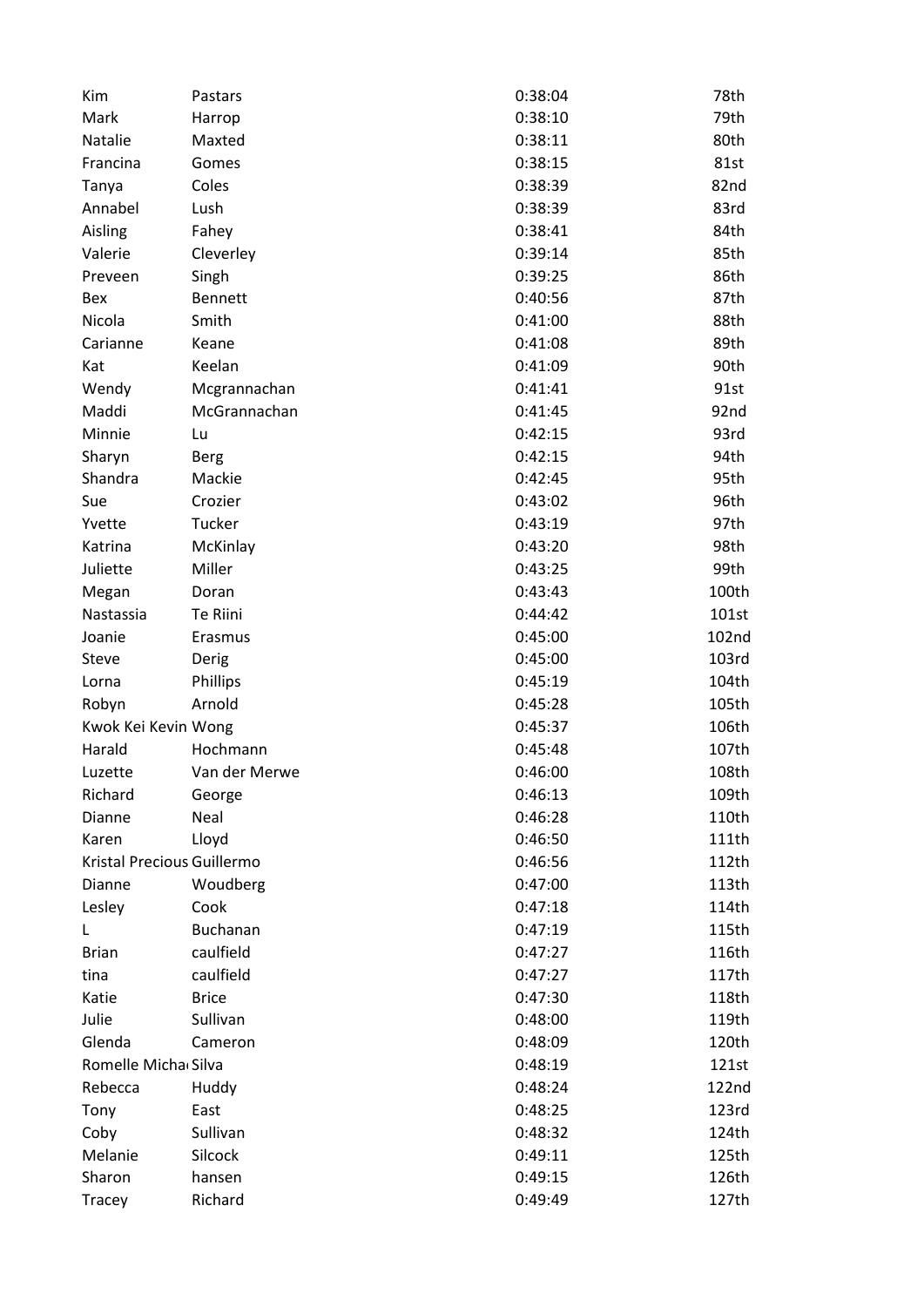| Kim | Pastars | 0:38:04 | 78th |
|---|---|---|---|
| Mark | Harrop | 0:38:10 | 79th |
| Natalie | Maxted | 0:38:11 | 80th |
| Francina | Gomes | 0:38:15 | 81st |
| Tanya | Coles | 0:38:39 | 82nd |
| Annabel | Lush | 0:38:39 | 83rd |
| Aisling | Fahey | 0:38:41 | 84th |
| Valerie | Cleverley | 0:39:14 | 85th |
| Preveen | Singh | 0:39:25 | 86th |
| Bex | Bennett | 0:40:56 | 87th |
| Nicola | Smith | 0:41:00 | 88th |
| Carianne | Keane | 0:41:08 | 89th |
| Kat | Keelan | 0:41:09 | 90th |
| Wendy | Mcgrannachan | 0:41:41 | 91st |
| Maddi | McGrannachan | 0:41:45 | 92nd |
| Minnie | Lu | 0:42:15 | 93rd |
| Sharyn | Berg | 0:42:15 | 94th |
| Shandra | Mackie | 0:42:45 | 95th |
| Sue | Crozier | 0:43:02 | 96th |
| Yvette | Tucker | 0:43:19 | 97th |
| Katrina | McKinlay | 0:43:20 | 98th |
| Juliette | Miller | 0:43:25 | 99th |
| Megan | Doran | 0:43:43 | 100th |
| Nastassia | Te Riini | 0:44:42 | 101st |
| Joanie | Erasmus | 0:45:00 | 102nd |
| Steve | Derig | 0:45:00 | 103rd |
| Lorna | Phillips | 0:45:19 | 104th |
| Robyn | Arnold | 0:45:28 | 105th |
| Kwok Kei Kevin | Wong | 0:45:37 | 106th |
| Harald | Hochmann | 0:45:48 | 107th |
| Luzette | Van der Merwe | 0:46:00 | 108th |
| Richard | George | 0:46:13 | 109th |
| Dianne | Neal | 0:46:28 | 110th |
| Karen | Lloyd | 0:46:50 | 111th |
| Kristal Precious | Guillermo | 0:46:56 | 112th |
| Dianne | Woudberg | 0:47:00 | 113th |
| Lesley | Cook | 0:47:18 | 114th |
| L | Buchanan | 0:47:19 | 115th |
| Brian | caulfield | 0:47:27 | 116th |
| tina | caulfield | 0:47:27 | 117th |
| Katie | Brice | 0:47:30 | 118th |
| Julie | Sullivan | 0:48:00 | 119th |
| Glenda | Cameron | 0:48:09 | 120th |
| Romelle Micha | Silva | 0:48:19 | 121st |
| Rebecca | Huddy | 0:48:24 | 122nd |
| Tony | East | 0:48:25 | 123rd |
| Coby | Sullivan | 0:48:32 | 124th |
| Melanie | Silcock | 0:49:11 | 125th |
| Sharon | hansen | 0:49:15 | 126th |
| Tracey | Richard | 0:49:49 | 127th |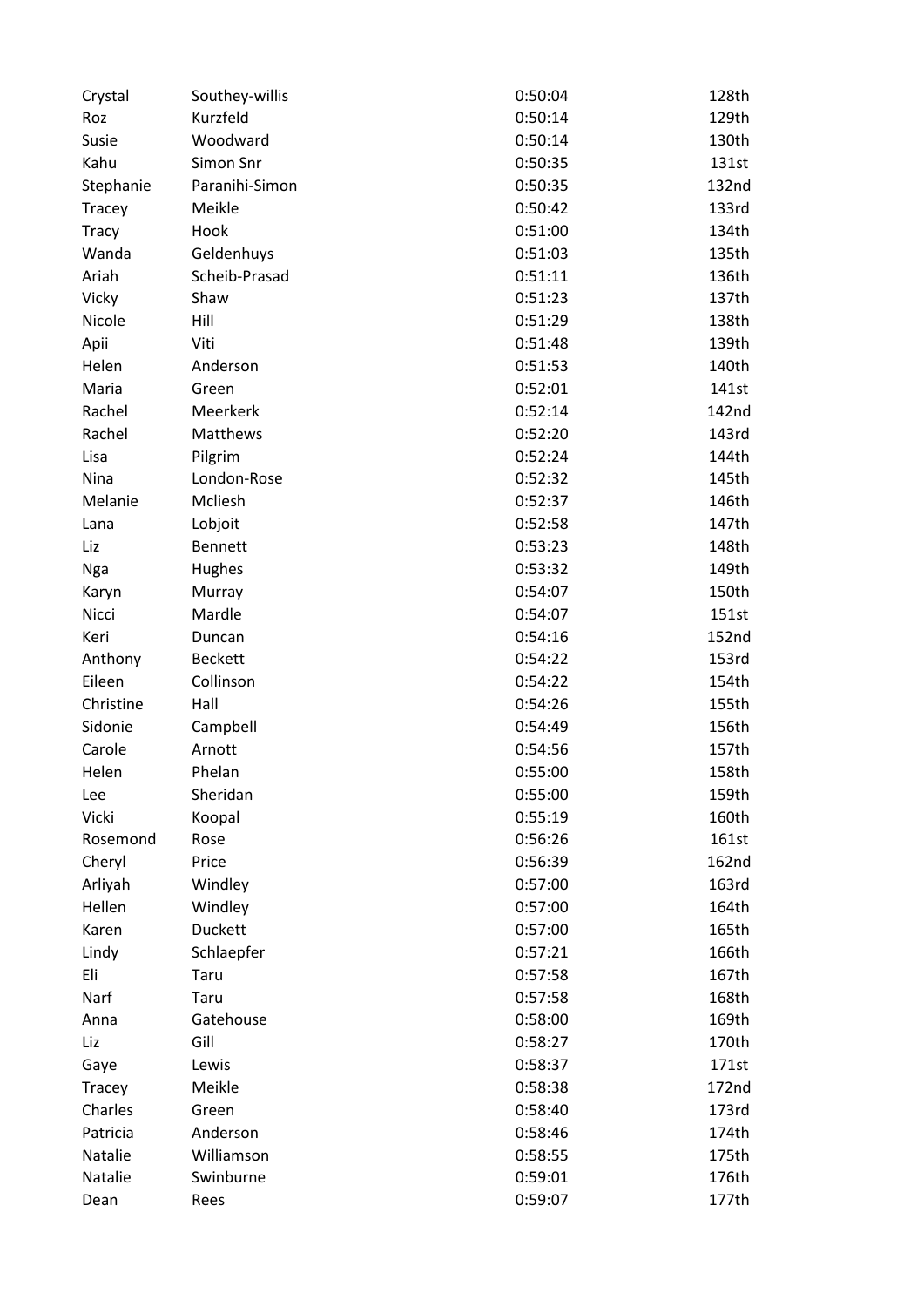| Crystal | Southey-willis | 0:50:04 | 128th |
|---|---|---|---|
| Roz | Kurzfeld | 0:50:14 | 129th |
| Susie | Woodward | 0:50:14 | 130th |
| Kahu | Simon Snr | 0:50:35 | 131st |
| Stephanie | Paranihi-Simon | 0:50:35 | 132nd |
| Tracey | Meikle | 0:50:42 | 133rd |
| Tracy | Hook | 0:51:00 | 134th |
| Wanda | Geldenhuys | 0:51:03 | 135th |
| Ariah | Scheib-Prasad | 0:51:11 | 136th |
| Vicky | Shaw | 0:51:23 | 137th |
| Nicole | Hill | 0:51:29 | 138th |
| Apii | Viti | 0:51:48 | 139th |
| Helen | Anderson | 0:51:53 | 140th |
| Maria | Green | 0:52:01 | 141st |
| Rachel | Meerkerk | 0:52:14 | 142nd |
| Rachel | Matthews | 0:52:20 | 143rd |
| Lisa | Pilgrim | 0:52:24 | 144th |
| Nina | London-Rose | 0:52:32 | 145th |
| Melanie | Mcliesh | 0:52:37 | 146th |
| Lana | Lobjoit | 0:52:58 | 147th |
| Liz | Bennett | 0:53:23 | 148th |
| Nga | Hughes | 0:53:32 | 149th |
| Karyn | Murray | 0:54:07 | 150th |
| Nicci | Mardle | 0:54:07 | 151st |
| Keri | Duncan | 0:54:16 | 152nd |
| Anthony | Beckett | 0:54:22 | 153rd |
| Eileen | Collinson | 0:54:22 | 154th |
| Christine | Hall | 0:54:26 | 155th |
| Sidonie | Campbell | 0:54:49 | 156th |
| Carole | Arnott | 0:54:56 | 157th |
| Helen | Phelan | 0:55:00 | 158th |
| Lee | Sheridan | 0:55:00 | 159th |
| Vicki | Koopal | 0:55:19 | 160th |
| Rosemond | Rose | 0:56:26 | 161st |
| Cheryl | Price | 0:56:39 | 162nd |
| Arliyah | Windley | 0:57:00 | 163rd |
| Hellen | Windley | 0:57:00 | 164th |
| Karen | Duckett | 0:57:00 | 165th |
| Lindy | Schlaepfer | 0:57:21 | 166th |
| Eli | Taru | 0:57:58 | 167th |
| Narf | Taru | 0:57:58 | 168th |
| Anna | Gatehouse | 0:58:00 | 169th |
| Liz | Gill | 0:58:27 | 170th |
| Gaye | Lewis | 0:58:37 | 171st |
| Tracey | Meikle | 0:58:38 | 172nd |
| Charles | Green | 0:58:40 | 173rd |
| Patricia | Anderson | 0:58:46 | 174th |
| Natalie | Williamson | 0:58:55 | 175th |
| Natalie | Swinburne | 0:59:01 | 176th |
| Dean | Rees | 0:59:07 | 177th |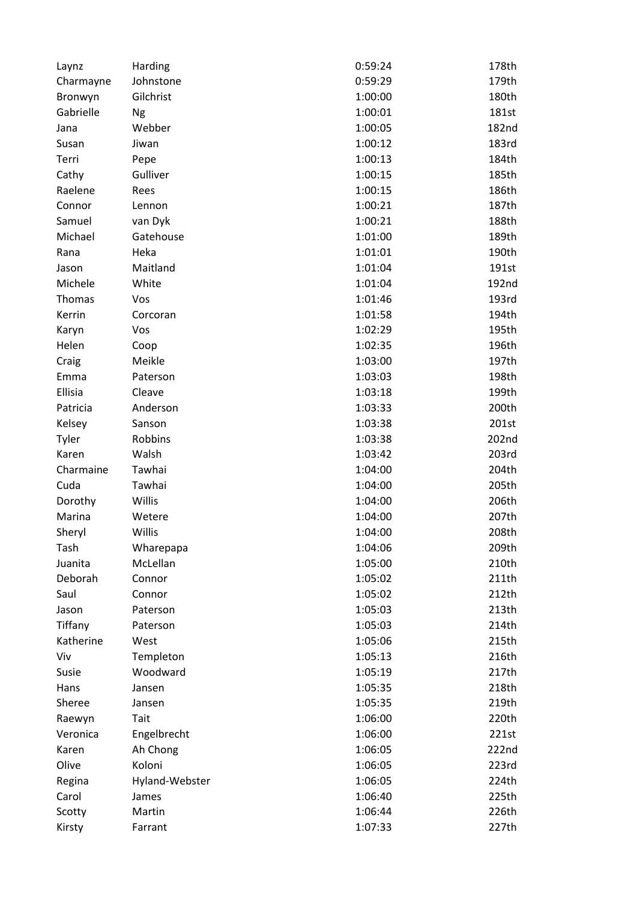| | | | |
|---|---|---|---|
| Laynz | Harding | 0:59:24 | 178th |
| Charmayne | Johnstone | 0:59:29 | 179th |
| Bronwyn | Gilchrist | 1:00:00 | 180th |
| Gabrielle | Ng | 1:00:01 | 181st |
| Jana | Webber | 1:00:05 | 182nd |
| Susan | Jiwan | 1:00:12 | 183rd |
| Terri | Pepe | 1:00:13 | 184th |
| Cathy | Gulliver | 1:00:15 | 185th |
| Raelene | Rees | 1:00:15 | 186th |
| Connor | Lennon | 1:00:21 | 187th |
| Samuel | van Dyk | 1:00:21 | 188th |
| Michael | Gatehouse | 1:01:00 | 189th |
| Rana | Heka | 1:01:01 | 190th |
| Jason | Maitland | 1:01:04 | 191st |
| Michele | White | 1:01:04 | 192nd |
| Thomas | Vos | 1:01:46 | 193rd |
| Kerrin | Corcoran | 1:01:58 | 194th |
| Karyn | Vos | 1:02:29 | 195th |
| Helen | Coop | 1:02:35 | 196th |
| Craig | Meikle | 1:03:00 | 197th |
| Emma | Paterson | 1:03:03 | 198th |
| Ellisia | Cleave | 1:03:18 | 199th |
| Patricia | Anderson | 1:03:33 | 200th |
| Kelsey | Sanson | 1:03:38 | 201st |
| Tyler | Robbins | 1:03:38 | 202nd |
| Karen | Walsh | 1:03:42 | 203rd |
| Charmaine | Tawhai | 1:04:00 | 204th |
| Cuda | Tawhai | 1:04:00 | 205th |
| Dorothy | Willis | 1:04:00 | 206th |
| Marina | Wetere | 1:04:00 | 207th |
| Sheryl | Willis | 1:04:00 | 208th |
| Tash | Wharepapa | 1:04:06 | 209th |
| Juanita | McLellan | 1:05:00 | 210th |
| Deborah | Connor | 1:05:02 | 211th |
| Saul | Connor | 1:05:02 | 212th |
| Jason | Paterson | 1:05:03 | 213th |
| Tiffany | Paterson | 1:05:03 | 214th |
| Katherine | West | 1:05:06 | 215th |
| Viv | Templeton | 1:05:13 | 216th |
| Susie | Woodward | 1:05:19 | 217th |
| Hans | Jansen | 1:05:35 | 218th |
| Sheree | Jansen | 1:05:35 | 219th |
| Raewyn | Tait | 1:06:00 | 220th |
| Veronica | Engelbrecht | 1:06:00 | 221st |
| Karen | Ah Chong | 1:06:05 | 222nd |
| Olive | Koloni | 1:06:05 | 223rd |
| Regina | Hyland-Webster | 1:06:05 | 224th |
| Carol | James | 1:06:40 | 225th |
| Scotty | Martin | 1:06:44 | 226th |
| Kirsty | Farrant | 1:07:33 | 227th |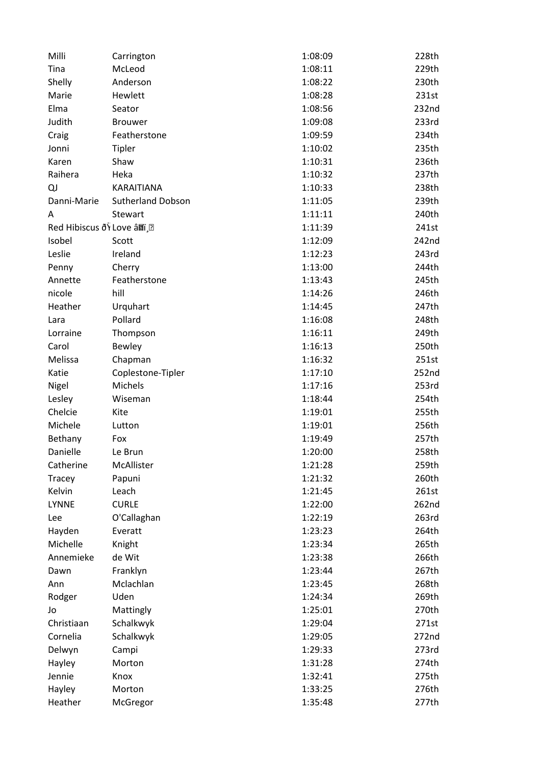| | | | |
|---|---|---|---|
| Milli | Carrington | 1:08:09 | 228th |
| Tina | McLeod | 1:08:11 | 229th |
| Shelly | Anderson | 1:08:22 | 230th |
| Marie | Hewlett | 1:08:28 | 231st |
| Elma | Seator | 1:08:56 | 232nd |
| Judith | Brouwer | 1:09:08 | 233rd |
| Craig | Featherstone | 1:09:59 | 234th |
| Jonni | Tipler | 1:10:02 | 235th |
| Karen | Shaw | 1:10:31 | 236th |
| Raihera | Heka | 1:10:32 | 237th |
| QJ | KARAITIANA | 1:10:33 | 238th |
| Danni-Marie | Sutherland Dobson | 1:11:05 | 239th |
| A | Stewart | 1:11:11 | 240th |
| Red Hibiscus ðŸ | Love â�ï¸� | 1:11:39 | 241st |
| Isobel | Scott | 1:12:09 | 242nd |
| Leslie | Ireland | 1:12:23 | 243rd |
| Penny | Cherry | 1:13:00 | 244th |
| Annette | Featherstone | 1:13:43 | 245th |
| nicole | hill | 1:14:26 | 246th |
| Heather | Urquhart | 1:14:45 | 247th |
| Lara | Pollard | 1:16:08 | 248th |
| Lorraine | Thompson | 1:16:11 | 249th |
| Carol | Bewley | 1:16:13 | 250th |
| Melissa | Chapman | 1:16:32 | 251st |
| Katie | Coplestone-Tipler | 1:17:10 | 252nd |
| Nigel | Michels | 1:17:16 | 253rd |
| Lesley | Wiseman | 1:18:44 | 254th |
| Chelcie | Kite | 1:19:01 | 255th |
| Michele | Lutton | 1:19:01 | 256th |
| Bethany | Fox | 1:19:49 | 257th |
| Danielle | Le Brun | 1:20:00 | 258th |
| Catherine | McAllister | 1:21:28 | 259th |
| Tracey | Papuni | 1:21:32 | 260th |
| Kelvin | Leach | 1:21:45 | 261st |
| LYNNE | CURLE | 1:22:00 | 262nd |
| Lee | O'Callaghan | 1:22:19 | 263rd |
| Hayden | Everatt | 1:23:23 | 264th |
| Michelle | Knight | 1:23:34 | 265th |
| Annemieke | de Wit | 1:23:38 | 266th |
| Dawn | Franklyn | 1:23:44 | 267th |
| Ann | Mclachlan | 1:23:45 | 268th |
| Rodger | Uden | 1:24:34 | 269th |
| Jo | Mattingly | 1:25:01 | 270th |
| Christiaan | Schalkwyk | 1:29:04 | 271st |
| Cornelia | Schalkwyk | 1:29:05 | 272nd |
| Delwyn | Campi | 1:29:33 | 273rd |
| Hayley | Morton | 1:31:28 | 274th |
| Jennie | Knox | 1:32:41 | 275th |
| Hayley | Morton | 1:33:25 | 276th |
| Heather | McGregor | 1:35:48 | 277th |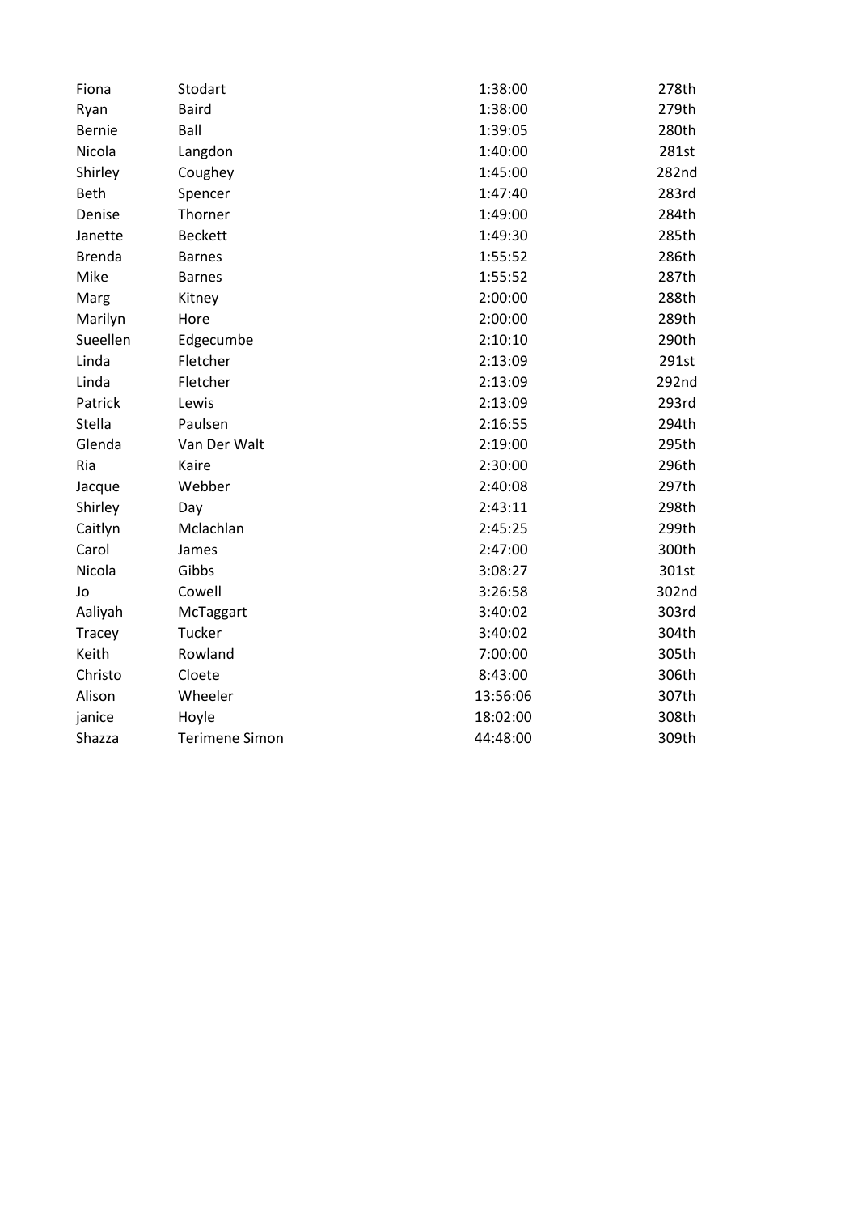| | | | |
|---|---|---|---|
| Fiona | Stodart | 1:38:00 | 278th |
| Ryan | Baird | 1:38:00 | 279th |
| Bernie | Ball | 1:39:05 | 280th |
| Nicola | Langdon | 1:40:00 | 281st |
| Shirley | Coughey | 1:45:00 | 282nd |
| Beth | Spencer | 1:47:40 | 283rd |
| Denise | Thorner | 1:49:00 | 284th |
| Janette | Beckett | 1:49:30 | 285th |
| Brenda | Barnes | 1:55:52 | 286th |
| Mike | Barnes | 1:55:52 | 287th |
| Marg | Kitney | 2:00:00 | 288th |
| Marilyn | Hore | 2:00:00 | 289th |
| Sueellen | Edgecumbe | 2:10:10 | 290th |
| Linda | Fletcher | 2:13:09 | 291st |
| Linda | Fletcher | 2:13:09 | 292nd |
| Patrick | Lewis | 2:13:09 | 293rd |
| Stella | Paulsen | 2:16:55 | 294th |
| Glenda | Van Der Walt | 2:19:00 | 295th |
| Ria | Kaire | 2:30:00 | 296th |
| Jacque | Webber | 2:40:08 | 297th |
| Shirley | Day | 2:43:11 | 298th |
| Caitlyn | Mclachlan | 2:45:25 | 299th |
| Carol | James | 2:47:00 | 300th |
| Nicola | Gibbs | 3:08:27 | 301st |
| Jo | Cowell | 3:26:58 | 302nd |
| Aaliyah | McTaggart | 3:40:02 | 303rd |
| Tracey | Tucker | 3:40:02 | 304th |
| Keith | Rowland | 7:00:00 | 305th |
| Christo | Cloete | 8:43:00 | 306th |
| Alison | Wheeler | 13:56:06 | 307th |
| janice | Hoyle | 18:02:00 | 308th |
| Shazza | Terimene Simon | 44:48:00 | 309th |